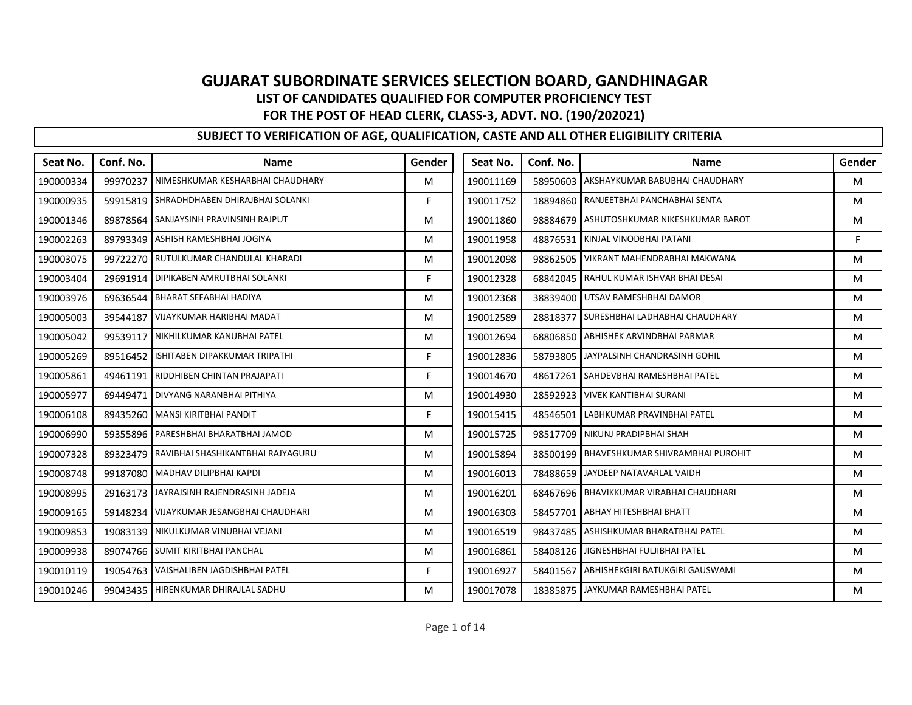# GUJARAT SUBORDINATE SERVICES SELECTION BOARD, GANDHINAGAR

## LIST OF CANDIDATES QUALIFIED FOR COMPUTER PROFICIENCY TEST

## FOR THE POST OF HEAD CLERK, CLASS-3, ADVT. NO. (190/202021)

**SUBJECT TO VERIFICATION OF AGE, QUALIFICATION, CASTE AND ALL OTHER ELIGIBILITY CRITERIA**

| Seat No. | Conf. No. | Name | Gender |
|---|---|---|---|
| 190000334 | 99970237 | NIMESHKUMAR KESHARBHAI CHAUDHARY | M |
| 190000935 | 59915819 | SHRADHDHABEN DHIRAJBHAI SOLANKI | F |
| 190001346 | 89878564 | SANJAYSINH PRAVINSINH RAJPUT | M |
| 190002263 | 89793349 | ASHISH RAMESHBHAI JOGIYA | M |
| 190003075 | 99722270 | RUTULKUMAR CHANDULAL KHARADI | M |
| 190003404 | 29691914 | DIPIKABEN AMRUTBHAI SOLANKI | F |
| 190003976 | 69636544 | BHARAT SEFABHAI HADIYA | M |
| 190005003 | 39544187 | VIJAYKUMAR HARIBHAI MADAT | M |
| 190005042 | 99539117 | NIKHILKUMAR KANUBHAI PATEL | M |
| 190005269 | 89516452 | ISHITABEN DIPAKKUMAR TRIPATHI | F |
| 190005861 | 49461191 | RIDDHIBEN CHINTAN PRAJAPATI | F |
| 190005977 | 69449471 | DIVYANG NARANBHAI PITHIYA | M |
| 190006108 | 89435260 | MANSI KIRITBHAI PANDIT | F |
| 190006990 | 59355896 | PARESHBHAI BHARATBHAI JAMOD | M |
| 190007328 | 89323479 | RAVIBHAI SHASHIKANTBHAI RAJYAGURU | M |
| 190008748 | 99187080 | MADHAV DILIPBHAI KAPDI | M |
| 190008995 | 29163173 | JAYRAJSINH RAJENDRASINH JADEJA | M |
| 190009165 | 59148234 | VIJAYKUMAR JESANGBHAI CHAUDHARI | M |
| 190009853 | 19083139 | NIKULKUMAR VINUBHAI VEJANI | M |
| 190009938 | 89074766 | SUMIT KIRITBHAI PANCHAL | M |
| 190010119 | 19054763 | VAISHALIBEN JAGDISHBHAI PATEL | F |
| 190010246 | 99043435 | HIRENKUMAR DHIRAJLAL SADHU | M |
| 190011169 | 58950603 | AKSHAYKUMAR BABUBHAI CHAUDHARY | M |
| 190011752 | 18894860 | RANJEETBHAI PANCHABHAI SENTA | M |
| 190011860 | 98884679 | ASHUTOSHKUMAR NIKESHKUMAR BAROT | M |
| 190011958 | 48876531 | KINJAL VINODBHAI PATANI | F |
| 190012098 | 98862505 | VIKRANT MAHENDRABHAI MAKWANA | M |
| 190012328 | 68842045 | RAHUL KUMAR ISHVAR BHAI DESAI | M |
| 190012368 | 38839400 | UTSAV RAMESHBHAI DAMOR | M |
| 190012589 | 28818377 | SURESHBHAI LADHABHAI CHAUDHARY | M |
| 190012694 | 68806850 | ABHISHEK ARVINDBHAI PARMAR | M |
| 190012836 | 58793805 | JAYPALSINH CHANDRASINH GOHIL | M |
| 190014670 | 48617261 | SAHDEVBHAI RAMESHBHAI PATEL | M |
| 190014930 | 28592923 | VIVEK KANTIBHAI SURANI | M |
| 190015415 | 48546501 | LABHKUMAR PRAVINBHAI PATEL | M |
| 190015725 | 98517709 | NIKUNJ PRADIPBHAI SHAH | M |
| 190015894 | 38500199 | BHAVESHKUMAR SHIVRAMBHAI PUROHIT | M |
| 190016013 | 78488659 | JAYDEEP NATAVARLAL VAIDH | M |
| 190016201 | 68467696 | BHAVIKKUMAR VIRABHAI CHAUDHARI | M |
| 190016303 | 58457701 | ABHAY HITESHBHAI BHATT | M |
| 190016519 | 98437485 | ASHISHKUMAR BHARATBHAI PATEL | M |
| 190016861 | 58408126 | JIGNESHBHAI FULJIBHAI PATEL | M |
| 190016927 | 58401567 | ABHISHEKGIRI BATUKGIRI GAUSWAMI | M |
| 190017078 | 18385875 | JAYKUMAR RAMESHBHAI PATEL | M |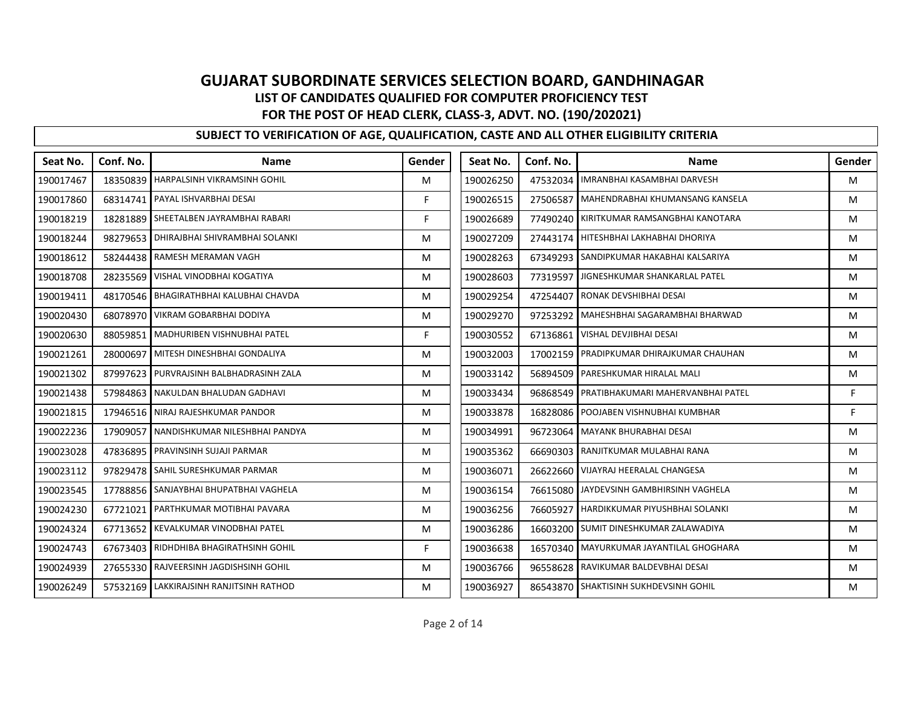# GUJARAT SUBORDINATE SERVICES SELECTION BOARD, GANDHINAGAR

## LIST OF CANDIDATES QUALIFIED FOR COMPUTER PROFICIENCY TEST

## FOR THE POST OF HEAD CLERK, CLASS-3, ADVT. NO. (190/202021)

### SUBJECT TO VERIFICATION OF AGE, QUALIFICATION, CASTE AND ALL OTHER ELIGIBILITY CRITERIA

| Seat No. | Conf. No. | Name | Gender |
|---|---|---|---|
| 190017467 | 18350839 | HARPALSINH VIKRAMSINH GOHIL | M |
| 190017860 | 68314741 | PAYAL ISHVARBHAI DESAI | F |
| 190018219 | 18281889 | SHEETALBEN JAYRAMBHAI RABARI | F |
| 190018244 | 98279653 | DHIRAJBHAI SHIVRAMBHAI SOLANKI | M |
| 190018612 | 58244438 | RAMESH MERAMAN VAGH | M |
| 190018708 | 28235569 | VISHAL VINODBHAI KOGATIYA | M |
| 190019411 | 48170546 | BHAGIRATHBHAI KALUBHAI CHAVDA | M |
| 190020430 | 68078970 | VIKRAM GOBARBHAI DODIYA | M |
| 190020630 | 88059851 | MADHURIBEN VISHNUBHAI PATEL | F |
| 190021261 | 28000697 | MITESH DINESHBHAI GONDALIYA | M |
| 190021302 | 87997623 | PURVRAJSINH BALBHADRASINH ZALA | M |
| 190021438 | 57984863 | NAKULDAN BHALUDAN GADHAVI | M |
| 190021815 | 17946516 | NIRAJ RAJESHKUMAR PANDOR | M |
| 190022236 | 17909057 | NANDISHKUMAR NILESHBHAI PANDYA | M |
| 190023028 | 47836895 | PRAVINSINH SUJAJI PARMAR | M |
| 190023112 | 97829478 | SAHIL SURESHKUMAR PARMAR | M |
| 190023545 | 17788856 | SANJAYBHAI BHUPATBHAI VAGHELA | M |
| 190024230 | 67721021 | PARTHKUMAR MOTIBHAI PAVARA | M |
| 190024324 | 67713652 | KEVALKUMAR VINODBHAI PATEL | M |
| 190024743 | 67673403 | RIDHDHIBA BHAGIRATHSINH GOHIL | F |
| 190024939 | 27655330 | RAJVEERSINH JAGDISHSINH GOHIL | M |
| 190026249 | 57532169 | LAKKIRAJSINH RANJITSINH RATHOD | M |
| 190026250 | 47532034 | IMRANBHAI KASAMBHAI DARVESH | M |
| 190026515 | 27506587 | MAHENDRABHAI KHUMANSANG KANSELA | M |
| 190026689 | 77490240 | KIRITKUMAR RAMSANGBHAI KANOTARA | M |
| 190027209 | 27443174 | HITESHBHAI LAKHABHAI DHORIYA | M |
| 190028263 | 67349293 | SANDIPKUMAR HAKABHAI KALSARIYA | M |
| 190028603 | 77319597 | JIGNESHKUMAR SHANKARLAL PATEL | M |
| 190029254 | 47254407 | RONAK DEVSHIBHAI DESAI | M |
| 190029270 | 97253292 | MAHESHBHAI SAGARAMBHAI BHARWAD | M |
| 190030552 | 67136861 | VISHAL DEVJIBHAI DESAI | M |
| 190032003 | 17002159 | PRADIPKUMAR DHIRAJKUMAR CHAUHAN | M |
| 190033142 | 56894509 | PARESHKUMAR HIRALAL MALI | M |
| 190033434 | 96868549 | PRATIBHAKUMARI MAHERVANBHAI PATEL | F |
| 190033878 | 16828086 | POOJABEN VISHNUBHAI KUMBHAR | F |
| 190034991 | 96723064 | MAYANK BHURABHAI DESAI | M |
| 190035362 | 66690303 | RANJITKUMAR MULABHAI RANA | M |
| 190036071 | 26622660 | VIJAYRAJ HEERALAL CHANGESA | M |
| 190036154 | 76615080 | JAYDEVSINH GAMBHIRSINH VAGHELA | M |
| 190036256 | 76605927 | HARDIKKUMAR PIYUSHBHAI SOLANKI | M |
| 190036286 | 16603200 | SUMIT DINESHKUMAR ZALAWADIYA | M |
| 190036638 | 16570340 | MAYURKUMAR JAYANTILAL GHOGHARA | M |
| 190036766 | 96558628 | RAVIKUMAR BALDEVBHAI DESAI | M |
| 190036927 | 86543870 | SHAKTISINH SUKHDEVSINH GOHIL | M |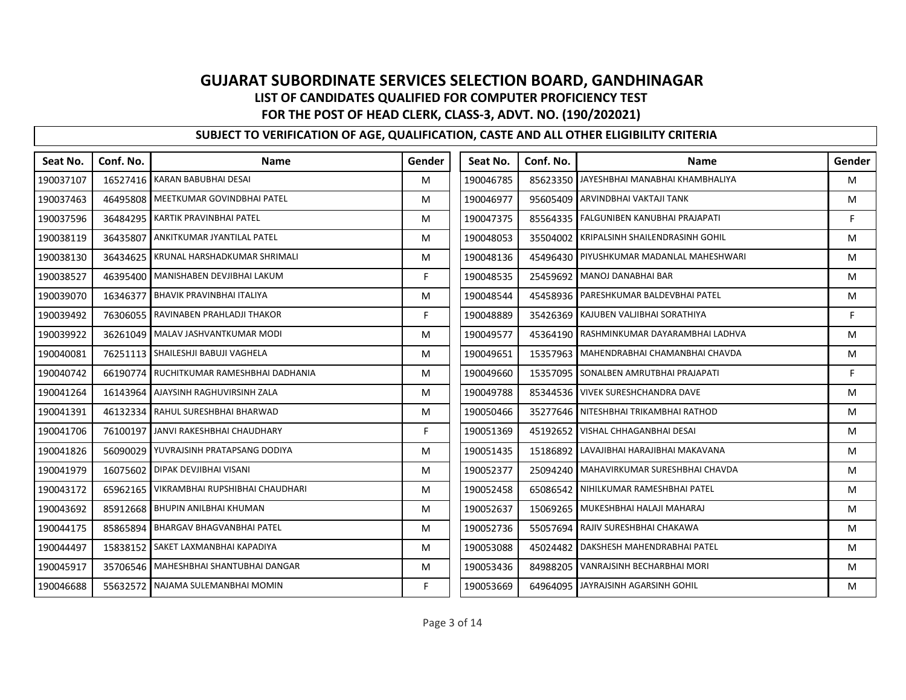# GUJARAT SUBORDINATE SERVICES SELECTION BOARD, GANDHINAGAR

## LIST OF CANDIDATES QUALIFIED FOR COMPUTER PROFICIENCY TEST

## FOR THE POST OF HEAD CLERK, CLASS-3, ADVT. NO. (190/202021)

### SUBJECT TO VERIFICATION OF AGE, QUALIFICATION, CASTE AND ALL OTHER ELIGIBILITY CRITERIA

| Seat No. | Conf. No. | Name | Gender |
|---|---|---|---|
| 190037107 | 16527416 | KARAN BABUBHAI DESAI | M |
| 190037463 | 46495808 | MEETKUMAR GOVINDBHAI PATEL | M |
| 190037596 | 36484295 | KARTIK PRAVINBHAI PATEL | M |
| 190038119 | 36435807 | ANKITKUMAR JYANTILAL PATEL | M |
| 190038130 | 36434625 | KRUNAL HARSHADKUMAR SHRIMALI | M |
| 190038527 | 46395400 | MANISHABEN DEVJIBHAI LAKUM | F |
| 190039070 | 16346377 | BHAVIK PRAVINBHAI ITALIYA | M |
| 190039492 | 76306055 | RAVINABEN PRAHLADJI THAKOR | F |
| 190039922 | 36261049 | MALAV JASHVANTKUMAR MODI | M |
| 190040081 | 76251113 | SHAILESHJI BABUJI VAGHELA | M |
| 190040742 | 66190774 | RUCHITKUMAR RAMESHBHAI DADHANIA | M |
| 190041264 | 16143964 | AJAYSINH RAGHUVIRSINH ZALA | M |
| 190041391 | 46132334 | RAHUL SURESHBHAI BHARWAD | M |
| 190041706 | 76100197 | JANVI RAKESHBHAI CHAUDHARY | F |
| 190041826 | 56090029 | YUVRAJSINH PRATAPSANG DODIYA | M |
| 190041979 | 16075602 | DIPAK DEVJIBHAI VISANI | M |
| 190043172 | 65962165 | VIKRAMBHAI RUPSHIBHAI CHAUDHARI | M |
| 190043692 | 85912668 | BHUPIN ANILBHAI KHUMAN | M |
| 190044175 | 85865894 | BHARGAV BHAGVANBHAI PATEL | M |
| 190044497 | 15838152 | SAKET LAXMANBHAI KAPADIYA | M |
| 190045917 | 35706546 | MAHESHBHAI SHANTUBHAI DANGAR | M |
| 190046688 | 55632572 | NAJAMA SULEMANBHAI MOMIN | F |
| 190046785 | 85623350 | JAYESHBHAI MANABHAI KHAMBHALIYA | M |
| 190046977 | 95605409 | ARVINDBHAI VAKTAJI TANK | M |
| 190047375 | 85564335 | FALGUNIBEN KANUBHAI PRAJAPATI | F |
| 190048053 | 35504002 | KRIPALSINH SHAILENDRASINH GOHIL | M |
| 190048136 | 45496430 | PIYUSHKUMAR MADANLAL MAHESHWARI | M |
| 190048535 | 25459692 | MANOJ DANABHAI BAR | M |
| 190048544 | 45458936 | PARESHKUMAR BALDEVBHAI PATEL | M |
| 190048889 | 35426369 | KAJUBEN VALJIBHAI SORATHIYA | F |
| 190049577 | 45364190 | RASHMINKUMAR DAYARAMBHAI LADHVA | M |
| 190049651 | 15357963 | MAHENDRABHAI CHAMANBHAI CHAVDA | M |
| 190049660 | 15357095 | SONALBEN AMRUTBHAI PRAJAPATI | F |
| 190049788 | 85344536 | VIVEK SURESHCHANDRA DAVE | M |
| 190050466 | 35277646 | NITESHBHAI TRIKAMBHAI RATHOD | M |
| 190051369 | 45192652 | VISHAL CHHAGANBHAI DESAI | M |
| 190051435 | 15186892 | LAVAJIBHAI HARAJIBHAI MAKAVANA | M |
| 190052377 | 25094240 | MAHAVIRKUMAR SURESHBHAI CHAVDA | M |
| 190052458 | 65086542 | NIHILKUMAR RAMESHBHAI PATEL | M |
| 190052637 | 15069265 | MUKESHBHAI HALAJI MAHARAJ | M |
| 190052736 | 55057694 | RAJIV SURESHBHAI CHAKAWA | M |
| 190053088 | 45024482 | DAKSHESH MAHENDRABHAI PATEL | M |
| 190053436 | 84988205 | VANRAJSINH BECHARBHAI MORI | M |
| 190053669 | 64964095 | JAYRAJSINH AGARSINH GOHIL | M |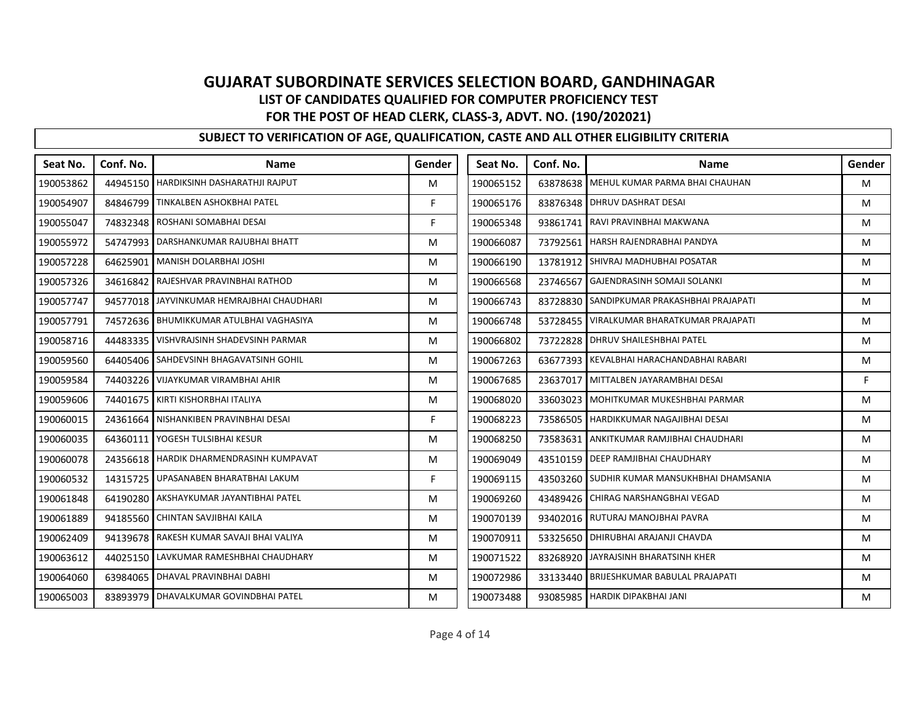# GUJARAT SUBORDINATE SERVICES SELECTION BOARD, GANDHINAGAR

## LIST OF CANDIDATES QUALIFIED FOR COMPUTER PROFICIENCY TEST

## FOR THE POST OF HEAD CLERK, CLASS-3, ADVT. NO. (190/202021)

### SUBJECT TO VERIFICATION OF AGE, QUALIFICATION, CASTE AND ALL OTHER ELIGIBILITY CRITERIA

| Seat No. | Conf. No. | Name | Gender |
|---|---|---|---|
| 190053862 | 44945150 | HARDIKSINH DASHARATHJI RAJPUT | M |
| 190054907 | 84846799 | TINKALBEN ASHOKBHAI PATEL | F |
| 190055047 | 74832348 | ROSHANI SOMABHAI DESAI | F |
| 190055972 | 54747993 | DARSHANKUMAR RAJUBHAI BHATT | M |
| 190057228 | 64625901 | MANISH DOLARBHAI JOSHI | M |
| 190057326 | 34616842 | RAJESHVAR PRAVINBHAI RATHOD | M |
| 190057747 | 94577018 | JAYVINKUMAR HEMRAJBHAI CHAUDHARI | M |
| 190057791 | 74572636 | BHUMIKKUMAR ATULBHAI VAGHASIYA | M |
| 190058716 | 44483335 | VISHVRAJSINH SHADEVSINH PARMAR | M |
| 190059560 | 64405406 | SAHDEVSINH BHAGAVATSINH GOHIL | M |
| 190059584 | 74403226 | VIJAYKUMAR VIRAMBHAI AHIR | M |
| 190059606 | 74401675 | KIRTI KISHORBHAI ITALIYA | M |
| 190060015 | 24361664 | NISHANKIBEN PRAVINBHAI DESAI | F |
| 190060035 | 64360111 | YOGESH TULSIBHAI KESUR | M |
| 190060078 | 24356618 | HARDIK DHARMENDRASINH KUMPAVAT | M |
| 190060532 | 14315725 | UPASANABEN BHARATBHAI LAKUM | F |
| 190061848 | 64190280 | AKSHAYKUMAR JAYANTIBHAI PATEL | M |
| 190061889 | 94185560 | CHINTAN SAVJIBHAI KAILA | M |
| 190062409 | 94139678 | RAKESH KUMAR SAVAJI BHAI VALIYA | M |
| 190063612 | 44025150 | LAVKUMAR RAMESHBHAI CHAUDHARY | M |
| 190064060 | 63984065 | DHAVAL PRAVINBHAI DABHI | M |
| 190065003 | 83893979 | DHAVALKUMAR GOVINDBHAI PATEL | M |
| 190065152 | 63878638 | MEHUL KUMAR PARMA BHAI CHAUHAN | M |
| 190065176 | 83876348 | DHRUV DASHRAT DESAI | M |
| 190065348 | 93861741 | RAVI PRAVINBHAI MAKWANA | M |
| 190066087 | 73792561 | HARSH RAJENDRABHAI PANDYA | M |
| 190066190 | 13781912 | SHIVRAJ MADHUBHAI POSATAR | M |
| 190066568 | 23746567 | GAJENDRASINH SOMAJI SOLANKI | M |
| 190066743 | 83728830 | SANDIPKUMAR PRAKASHBHAI PRAJAPATI | M |
| 190066748 | 53728455 | VIRALKUMAR BHARATKUMAR PRAJAPATI | M |
| 190066802 | 73722828 | DHRUV SHAILESHBHAI PATEL | M |
| 190067263 | 63677393 | KEVALBHAI HARACHANDABHAI RABARI | M |
| 190067685 | 23637017 | MITTALBEN JAYARAMBHAI DESAI | F |
| 190068020 | 33603023 | MOHITKUMAR MUKESHBHAI PARMAR | M |
| 190068223 | 73586505 | HARDIKKUMAR NAGAJIBHAI DESAI | M |
| 190068250 | 73583631 | ANKITKUMAR RAMJIBHAI CHAUDHARI | M |
| 190069049 | 43510159 | DEEP RAMJIBHAI CHAUDHARY | M |
| 190069115 | 43503260 | SUDHIR KUMAR MANSUKHBHAI DHAMSANIA | M |
| 190069260 | 43489426 | CHIRAG NARSHANGBHAI VEGAD | M |
| 190070139 | 93402016 | RUTURAJ MANOJBHAI PAVRA | M |
| 190070911 | 53325650 | DHIRUBHAI ARAJANJI CHAVDA | M |
| 190071522 | 83268920 | JAYRAJSINH BHARATSINH KHER | M |
| 190072986 | 33133440 | BRIJESHKUMAR BABULAL PRAJAPATI | M |
| 190073488 | 93085985 | HARDIK DIPAKBHAI JANI | M |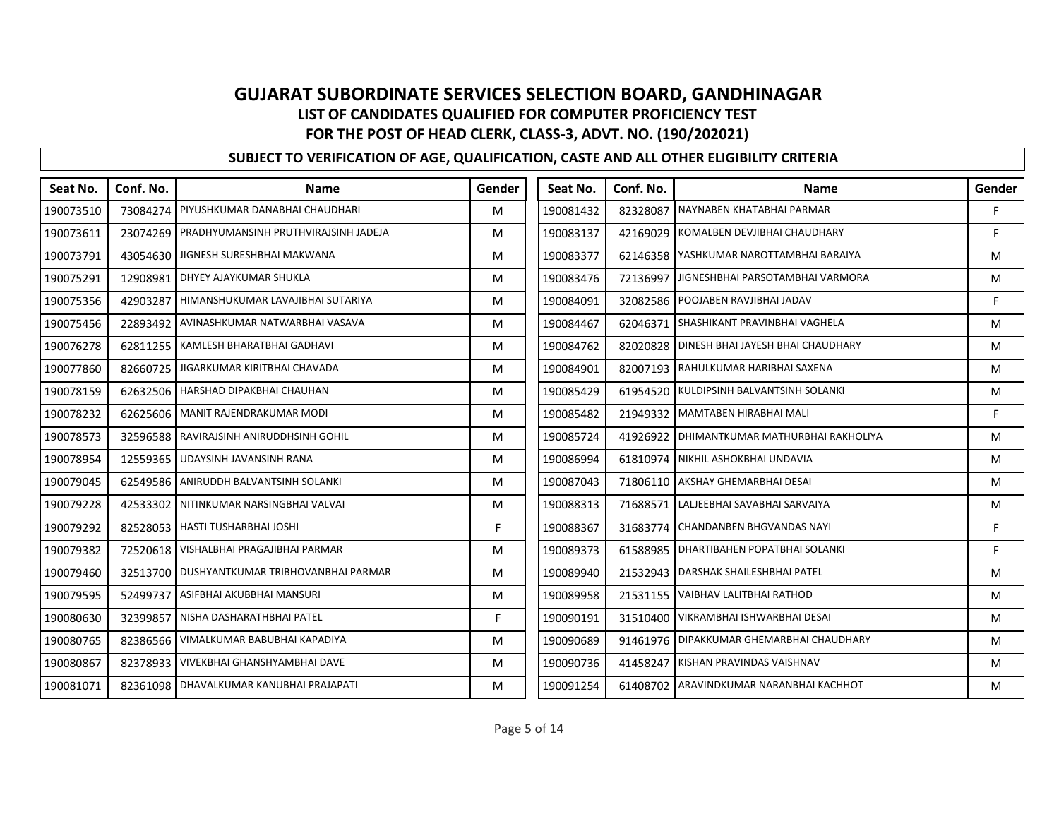# GUJARAT SUBORDINATE SERVICES SELECTION BOARD, GANDHINAGAR

## LIST OF CANDIDATES QUALIFIED FOR COMPUTER PROFICIENCY TEST

## FOR THE POST OF HEAD CLERK, CLASS-3, ADVT. NO. (190/202021)

**SUBJECT TO VERIFICATION OF AGE, QUALIFICATION, CASTE AND ALL OTHER ELIGIBILITY CRITERIA**

| Seat No. | Conf. No. | Name | Gender |
|---|---|---|---|
| 190073510 | 73084274 | PIYUSHKUMAR DANABHAI CHAUDHARI | M |
| 190073611 | 23074269 | PRADHYUMANSINH PRUTHVIRAJSINH JADEJA | M |
| 190073791 | 43054630 | JIGNESH SURESHBHAI MAKWANA | M |
| 190075291 | 12908981 | DHYEY AJAYKUMAR SHUKLA | M |
| 190075356 | 42903287 | HIMANSHUKUMAR LAVAJIBHAI SUTARIYA | M |
| 190075456 | 22893492 | AVINASHKUMAR NATWARBHAI VASAVA | M |
| 190076278 | 62811255 | KAMLESH BHARATBHAI GADHAVI | M |
| 190077860 | 82660725 | JIGARKUMAR KIRITBHAI CHAVADA | M |
| 190078159 | 62632506 | HARSHAD DIPAKBHAI CHAUHAN | M |
| 190078232 | 62625606 | MANIT RAJENDRAKUMAR MODI | M |
| 190078573 | 32596588 | RAVIRAJSINH ANIRUDDHSINH GOHIL | M |
| 190078954 | 12559365 | UDAYSINH JAVANSINH RANA | M |
| 190079045 | 62549586 | ANIRUDDH BALVANTSINH SOLANKI | M |
| 190079228 | 42533302 | NITINKUMAR NARSINGBHAI VALVAI | M |
| 190079292 | 82528053 | HASTI TUSHARBHAI JOSHI | F |
| 190079382 | 72520618 | VISHALBHAI PRAGAJIBHAI PARMAR | M |
| 190079460 | 32513700 | DUSHYANTKUMAR TRIBHOVANBHAI PARMAR | M |
| 190079595 | 52499737 | ASIFBHAI AKUBBHAI MANSURI | M |
| 190080630 | 32399857 | NISHA DASHARATHBHAI PATEL | F |
| 190080765 | 82386566 | VIMALKUMAR BABUBHAI KAPADIYA | M |
| 190080867 | 82378933 | VIVEKBHAI GHANSHYAMBHAI DAVE | M |
| 190081071 | 82361098 | DHAVALKUMAR KANUBHAI PRAJAPATI | M |
| 190081432 | 82328087 | NAYNABEN KHATABHAI PARMAR | F |
| 190083137 | 42169029 | KOMALBEN DEVJIBHAI CHAUDHARY | F |
| 190083377 | 62146358 | YASHKUMAR NAROTTAMBHAI BARAIYA | M |
| 190083476 | 72136997 | JIGNESHBHAI PARSOTAMBHAI VARMORA | M |
| 190084091 | 32082586 | POOJABEN RAVJIBHAI JADAV | F |
| 190084467 | 62046371 | SHASHIKANT PRAVINBHAI VAGHELA | M |
| 190084762 | 82020828 | DINESH BHAI JAYESH BHAI CHAUDHARY | M |
| 190084901 | 82007193 | RAHULKUMAR HARIBHAI SAXENA | M |
| 190085429 | 61954520 | KULDIPSINH BALVANTSINH SOLANKI | M |
| 190085482 | 21949332 | MAMTABEN HIRABHAI MALI | F |
| 190085724 | 41926922 | DHIMANTKUMAR MATHURBHAI RAKHOLIYA | M |
| 190086994 | 61810974 | NIKHIL ASHOKBHAI UNDAVIA | M |
| 190087043 | 71806110 | AKSHAY GHEMARBHAI DESAI | M |
| 190088313 | 71688571 | LALJEEBHAI SAVABHAI SARVAIYA | M |
| 190088367 | 31683774 | CHANDANBEN BHGVANDAS NAYI | F |
| 190089373 | 61588985 | DHARTIBAHEN POPATBHAI SOLANKI | F |
| 190089940 | 21532943 | DARSHAK SHAILESHBHAI PATEL | M |
| 190089958 | 21531155 | VAIBHAV LALITBHAI RATHOD | M |
| 190090191 | 31510400 | VIKRAMBHAI ISHWARBHAI DESAI | M |
| 190090689 | 91461976 | DIPAKKUMAR GHEMARBHAI CHAUDHARY | M |
| 190090736 | 41458247 | KISHAN PRAVINDAS VAISHNAV | M |
| 190091254 | 61408702 | ARAVINDKUMAR NARANBHAI KACHHOT | M |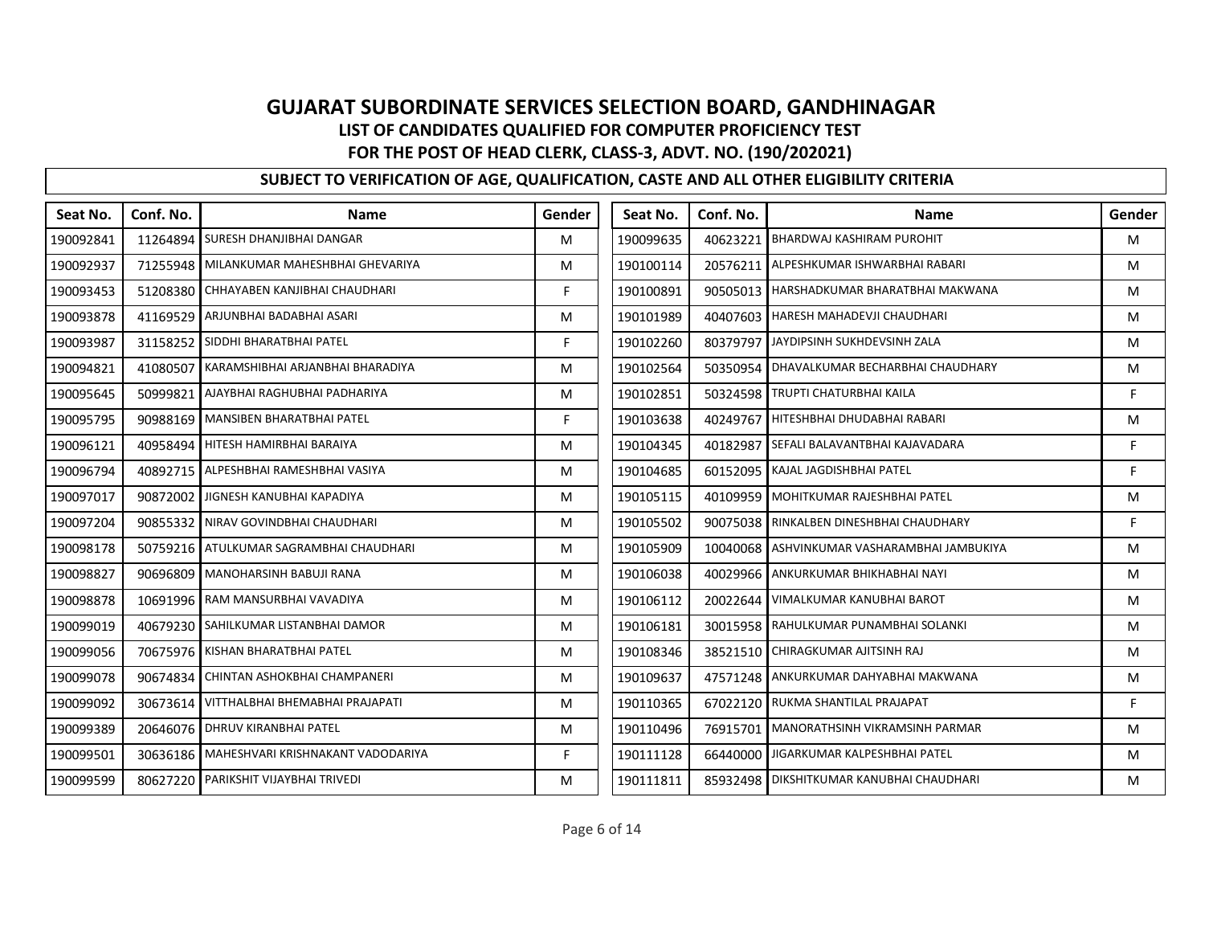# GUJARAT SUBORDINATE SERVICES SELECTION BOARD, GANDHINAGAR

## LIST OF CANDIDATES QUALIFIED FOR COMPUTER PROFICIENCY TEST

## FOR THE POST OF HEAD CLERK, CLASS-3, ADVT. NO. (190/202021)

### SUBJECT TO VERIFICATION OF AGE, QUALIFICATION, CASTE AND ALL OTHER ELIGIBILITY CRITERIA

| Seat No. | Conf. No. | Name | Gender |
|---|---|---|---|
| 190092841 | 11264894 | SURESH DHANJIBHAI DANGAR | M |
| 190092937 | 71255948 | MILANKUMAR MAHESHBHAI GHEVARIYA | M |
| 190093453 | 51208380 | CHHAYABEN KANJIBHAI CHAUDHARI | F |
| 190093878 | 41169529 | ARJUNBHAI BADABHAI ASARI | M |
| 190093987 | 31158252 | SIDDHI BHARATBHAI PATEL | F |
| 190094821 | 41080507 | KARAMSHIBHAI ARJANBHAI BHARADIYA | M |
| 190095645 | 50999821 | AJAYBHAI RAGHUBHAI PADHARIYA | M |
| 190095795 | 90988169 | MANSIBEN BHARATBHAI PATEL | F |
| 190096121 | 40958494 | HITESH HAMIRBHAI BARAIYA | M |
| 190096794 | 40892715 | ALPESHBHAI RAMESHBHAI VASIYA | M |
| 190097017 | 90872002 | JIGNESH KANUBHAI KAPADIYA | M |
| 190097204 | 90855332 | NIRAV GOVINDBHAI CHAUDHARI | M |
| 190098178 | 50759216 | ATULKUMAR SAGRAMBHAI CHAUDHARI | M |
| 190098827 | 90696809 | MANOHARSINH BABUJI RANA | M |
| 190098878 | 10691996 | RAM MANSURBHAI VAVADIYA | M |
| 190099019 | 40679230 | SAHILKUMAR LISTANBHAI DAMOR | M |
| 190099056 | 70675976 | KISHAN BHARATBHAI PATEL | M |
| 190099078 | 90674834 | CHINTAN ASHOKBHAI CHAMPANERI | M |
| 190099092 | 30673614 | VITTHALBHAI BHEMABHAI PRAJAPATI | M |
| 190099389 | 20646076 | DHRUV KIRANBHAI PATEL | M |
| 190099501 | 30636186 | MAHESHVARI KRISHNAKANT VADODARIYA | F |
| 190099599 | 80627220 | PARIKSHIT VIJAYBHAI TRIVEDI | M |
| 190099635 | 40623221 | BHARDWAJ KASHIRAM PUROHIT | M |
| 190100114 | 20576211 | ALPESHKUMAR ISHWARBHAI RABARI | M |
| 190100891 | 90505013 | HARSHADKUMAR BHARATBHAI MAKWANA | M |
| 190101989 | 40407603 | HARESH MAHADEVJI CHAUDHARI | M |
| 190102260 | 80379797 | JAYDIPSINH SUKHDEVSINH ZALA | M |
| 190102564 | 50350954 | DHAVALKUMAR BECHARBHAI CHAUDHARY | M |
| 190102851 | 50324598 | TRUPTI CHATURBHAI KAILA | F |
| 190103638 | 40249767 | HITESHBHAI DHUDABHAI RABARI | M |
| 190104345 | 40182987 | SEFALI BALAVANTBHAI KAJAVADARA | F |
| 190104685 | 60152095 | KAJAL JAGDISHBHAI PATEL | F |
| 190105115 | 40109959 | MOHITKUMAR RAJESHBHAI PATEL | M |
| 190105502 | 90075038 | RINKALBEN DINESHBHAI CHAUDHARY | F |
| 190105909 | 10040068 | ASHVINKUMAR VASHARAMBHAI JAMBUKIYA | M |
| 190106038 | 40029966 | ANKURKUMAR BHIKHABHAI NAYI | M |
| 190106112 | 20022644 | VIMALKUMAR KANUBHAI BAROT | M |
| 190106181 | 30015958 | RAHULKUMAR PUNAMBHAI SOLANKI | M |
| 190108346 | 38521510 | CHIRAGKUMAR AJITSINH RAJ | M |
| 190109637 | 47571248 | ANKURKUMAR DAHYABHAI MAKWANA | M |
| 190110365 | 67022120 | RUKMA SHANTILAL PRAJAPAT | F |
| 190110496 | 76915701 | MANORATHSINH VIKRAMSINH PARMAR | M |
| 190111128 | 66440000 | JIGARKUMAR KALPESHBHAI PATEL | M |
| 190111811 | 85932498 | DIKSHITKUMAR KANUBHAI CHAUDHARI | M |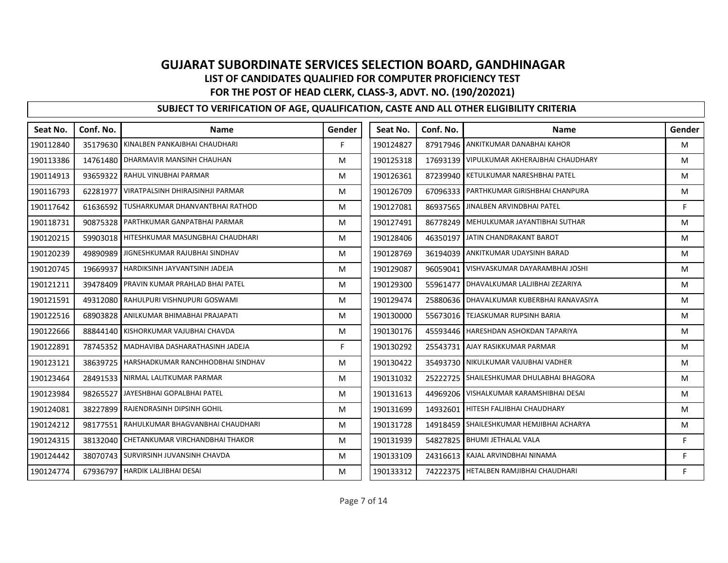# GUJARAT SUBORDINATE SERVICES SELECTION BOARD, GANDHINAGAR

## LIST OF CANDIDATES QUALIFIED FOR COMPUTER PROFICIENCY TEST

## FOR THE POST OF HEAD CLERK, CLASS-3, ADVT. NO. (190/202021)

### SUBJECT TO VERIFICATION OF AGE, QUALIFICATION, CASTE AND ALL OTHER ELIGIBILITY CRITERIA

| Seat No. | Conf. No. | Name | Gender |
|---|---|---|---|
| 190112840 | 35179630 | KINALBEN PANKAJBHAI CHAUDHARI | F |
| 190113386 | 14761480 | DHARMAVIR MANSINH CHAUHAN | M |
| 190114913 | 93659322 | RAHUL VINUBHAI PARMAR | M |
| 190116793 | 62281977 | VIRATPALSINH DHIRAJSINHJI PARMAR | M |
| 190117642 | 61636592 | TUSHARKUMAR DHANVANTBHAI RATHOD | M |
| 190118731 | 90875328 | PARTHKUMAR GANPATBHAI PARMAR | M |
| 190120215 | 59903018 | HITESHKUMAR MASUNGBHAI CHAUDHARI | M |
| 190120239 | 49890989 | JIGNESHKUMAR RAJUBHAI SINDHAV | M |
| 190120745 | 19669937 | HARDIKSINH JAYVANTSINH JADEJA | M |
| 190121211 | 39478409 | PRAVIN KUMAR PRAHLAD BHAI PATEL | M |
| 190121591 | 49312080 | RAHULPURI VISHNUPURI GOSWAMI | M |
| 190122516 | 68903828 | ANILKUMAR BHIMABHAI PRAJAPATI | M |
| 190122666 | 88844140 | KISHORKUMAR VAJUBHAI CHAVDA | M |
| 190122891 | 78745352 | MADHAVIBA DASHARATHASINH JADEJA | F |
| 190123121 | 38639725 | HARSHADKUMAR RANCHHODBHAI SINDHAV | M |
| 190123464 | 28491533 | NIRMAL LALITKUMAR PARMAR | M |
| 190123984 | 98265527 | JAYESHBHAI GOPALBHAI PATEL | M |
| 190124081 | 38227899 | RAJENDRASINH DIPSINH GOHIL | M |
| 190124212 | 98177551 | RAHULKUMAR BHAGVANBHAI CHAUDHARI | M |
| 190124315 | 38132040 | CHETANKUMAR VIRCHANDBHAI THAKOR | M |
| 190124442 | 38070743 | SURVIRSINH JUVANSINH CHAVDA | M |
| 190124774 | 67936797 | HARDIK LALJIBHAI DESAI | M |
| 190124827 | 87917946 | ANKITKUMAR DANABHAI KAHOR | M |
| 190125318 | 17693139 | VIPULKUMAR AKHERAJBHAI CHAUDHARY | M |
| 190126361 | 87239940 | KETULKUMAR NARESHBHAI PATEL | M |
| 190126709 | 67096333 | PARTHKUMAR GIRISHBHAI CHANPURA | M |
| 190127081 | 86937565 | JINALBEN ARVINDBHAI PATEL | F |
| 190127491 | 86778249 | MEHULKUMAR JAYANTIBHAI SUTHAR | M |
| 190128406 | 46350197 | JATIN CHANDRAKANT BAROT | M |
| 190128769 | 36194039 | ANKITKUMAR UDAYSINH BARAD | M |
| 190129087 | 96059041 | VISHVASKUMAR DAYARAMBHAI JOSHI | M |
| 190129300 | 55961477 | DHAVALKUMAR LALJIBHAI ZEZARIYA | M |
| 190129474 | 25880636 | DHAVALKUMAR KUBERBHAI RANAVASIYA | M |
| 190130000 | 55673016 | TEJASKUMAR RUPSINH BARIA | M |
| 190130176 | 45593446 | HARESHDAN ASHOKDAN TAPARIYA | M |
| 190130292 | 25543731 | AJAY RASIKKUMAR PARMAR | M |
| 190130422 | 35493730 | NIKULKUMAR VAJUBHAI VADHER | M |
| 190131032 | 25222725 | SHAILESHKUMAR DHULABHAI BHAGORA | M |
| 190131613 | 44969206 | VISHALKUMAR KARAMSHIBHAI DESAI | M |
| 190131699 | 14932601 | HITESH FALJIBHAI CHAUDHARY | M |
| 190131728 | 14918459 | SHAILESHKUMAR HEMJIBHAI ACHARYA | M |
| 190131939 | 54827825 | BHUMI JETHALAL VALA | F |
| 190133109 | 24316613 | KAJAL ARVINDBHAI NINAMA | F |
| 190133312 | 74222375 | HETALBEN RAMJIBHAI CHAUDHARI | F |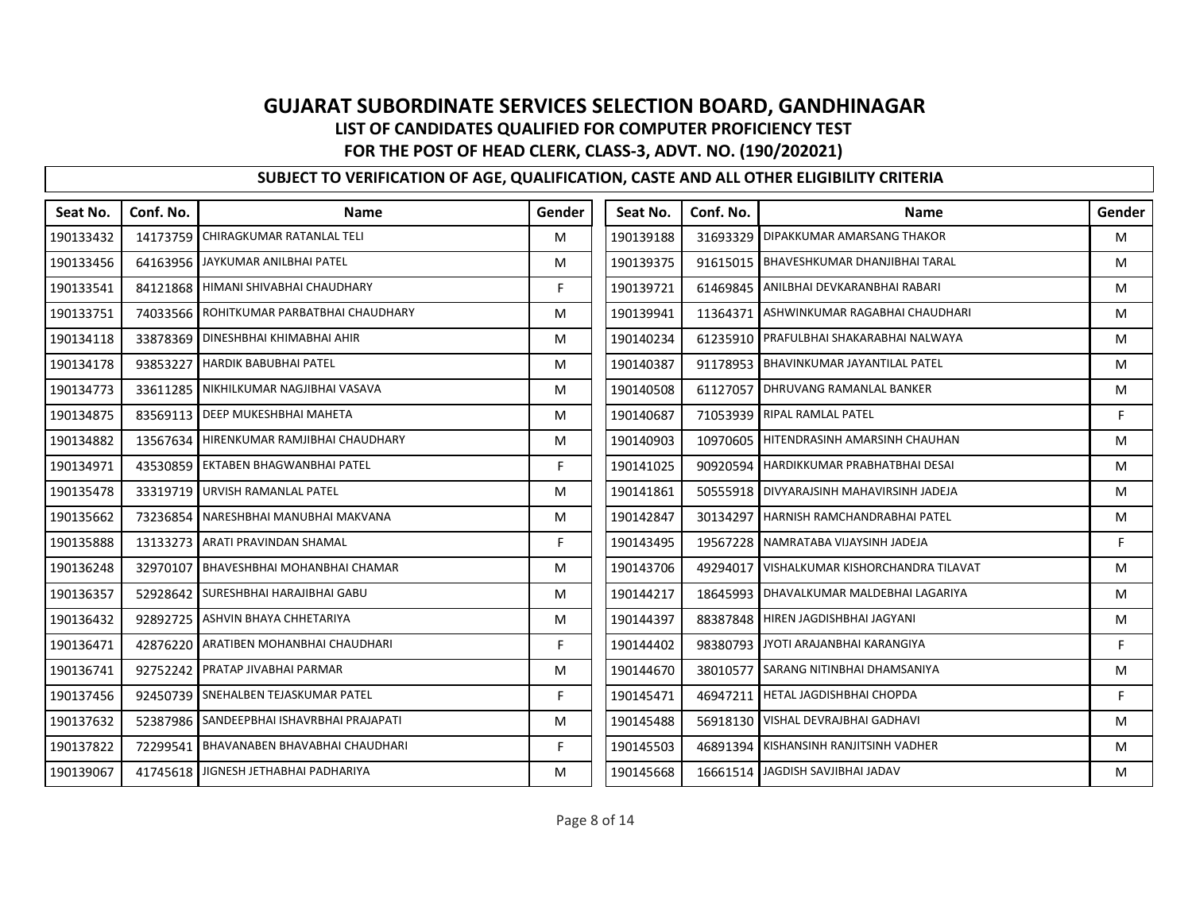# GUJARAT SUBORDINATE SERVICES SELECTION BOARD, GANDHINAGAR

## LIST OF CANDIDATES QUALIFIED FOR COMPUTER PROFICIENCY TEST

## FOR THE POST OF HEAD CLERK, CLASS-3, ADVT. NO. (190/202021)

### SUBJECT TO VERIFICATION OF AGE, QUALIFICATION, CASTE AND ALL OTHER ELIGIBILITY CRITERIA

| Seat No. | Conf. No. | Name | Gender |
|---|---|---|---|
| 190133432 | 14173759 | CHIRAGKUMAR RATANLAL TELI | M |
| 190133456 | 64163956 | JAYKUMAR ANILBHAI PATEL | M |
| 190133541 | 84121868 | HIMANI SHIVABHAI CHAUDHARY | F |
| 190133751 | 74033566 | ROHITKUMAR PARBATBHAI CHAUDHARY | M |
| 190134118 | 33878369 | DINESHBHAI KHIMABHAI AHIR | M |
| 190134178 | 93853227 | HARDIK BABUBHAI PATEL | M |
| 190134773 | 33611285 | NIKHILKUMAR NAGJIBHAI VASAVA | M |
| 190134875 | 83569113 | DEEP MUKESHBHAI MAHETA | M |
| 190134882 | 13567634 | HIRENKUMAR RAMJIBHAI CHAUDHARY | M |
| 190134971 | 43530859 | EKTABEN BHAGWANBHAI PATEL | F |
| 190135478 | 33319719 | URVISH RAMANLAL PATEL | M |
| 190135662 | 73236854 | NARESHBHAI MANUBHAI MAKVANA | M |
| 190135888 | 13133273 | ARATI PRAVINDAN SHAMAL | F |
| 190136248 | 32970107 | BHAVESHBHAI MOHANBHAI CHAMAR | M |
| 190136357 | 52928642 | SURESHBHAI HARAJIBHAI GABU | M |
| 190136432 | 92892725 | ASHVIN BHAYA CHHETARIYA | M |
| 190136471 | 42876220 | ARATIBEN MOHANBHAI CHAUDHARI | F |
| 190136741 | 92752242 | PRATAP JIVABHAI PARMAR | M |
| 190137456 | 92450739 | SNEHALBEN TEJASKUMAR PATEL | F |
| 190137632 | 52387986 | SANDEEPBHAI ISHAVRBHAI PRAJAPATI | M |
| 190137822 | 72299541 | BHAVANABEN BHAVABHAI CHAUDHARI | F |
| 190139067 | 41745618 | JIGNESH JETHABHAI PADHARIYA | M |
| 190139188 | 31693329 | DIPAKKUMAR AMARSANG THAKOR | M |
| 190139375 | 91615015 | BHAVESHKUMAR DHANJIBHAI TARAL | M |
| 190139721 | 61469845 | ANILBHAI DEVKARANBHAI RABARI | M |
| 190139941 | 11364371 | ASHWINKUMAR RAGABHAI CHAUDHARI | M |
| 190140234 | 61235910 | PRAFULBHAI SHAKARABHAI NALWAYA | M |
| 190140387 | 91178953 | BHAVINKUMAR JAYANTILAL PATEL | M |
| 190140508 | 61127057 | DHRUVANG RAMANLAL BANKER | M |
| 190140687 | 71053939 | RIPAL RAMLAL PATEL | F |
| 190140903 | 10970605 | HITENDRASINH AMARSINH CHAUHAN | M |
| 190141025 | 90920594 | HARDIKKUMAR PRABHATBHAI DESAI | M |
| 190141861 | 50555918 | DIVYARAJSINH MAHAVIRSINH JADEJA | M |
| 190142847 | 30134297 | HARNISH RAMCHANDRABHAI PATEL | M |
| 190143495 | 19567228 | NAMRATABA VIJAYSINH JADEJA | F |
| 190143706 | 49294017 | VISHALKUMAR KISHORCHANDRA TILAVAT | M |
| 190144217 | 18645993 | DHAVALKUMAR MALDEBHAI LAGARIYA | M |
| 190144397 | 88387848 | HIREN JAGDISHBHAI JAGYANI | M |
| 190144402 | 98380793 | JYOTI ARAJANBHAI KARANGIYA | F |
| 190144670 | 38010577 | SARANG NITINBHAI DHAMSANIYA | M |
| 190145471 | 46947211 | HETAL JAGDISHBHAI CHOPDA | F |
| 190145488 | 56918130 | VISHAL DEVRAJBHAI GADHAVI | M |
| 190145503 | 46891394 | KISHANSINH RANJITSINH VADHER | M |
| 190145668 | 16661514 | JAGDISH SAVJIBHAI JADAV | M |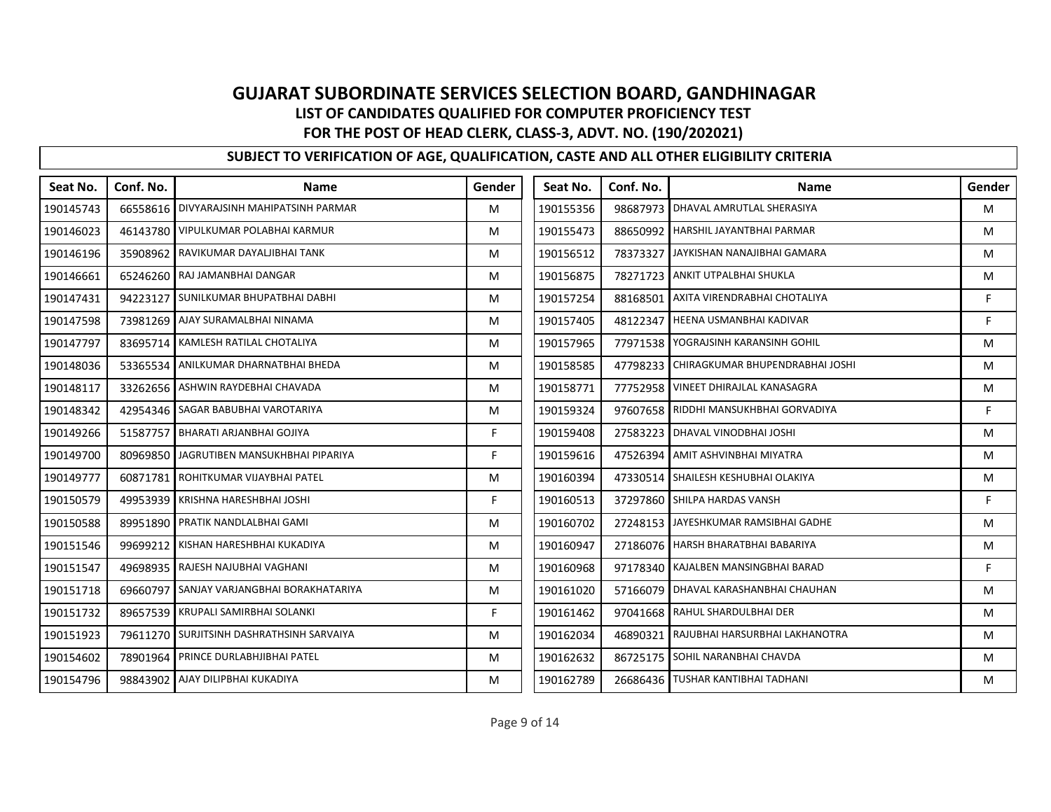# GUJARAT SUBORDINATE SERVICES SELECTION BOARD, GANDHINAGAR

## LIST OF CANDIDATES QUALIFIED FOR COMPUTER PROFICIENCY TEST

## FOR THE POST OF HEAD CLERK, CLASS-3, ADVT. NO. (190/202021)

### SUBJECT TO VERIFICATION OF AGE, QUALIFICATION, CASTE AND ALL OTHER ELIGIBILITY CRITERIA

| Seat No. | Conf. No. | Name | Gender |
|---|---|---|---|
| 190145743 | 66558616 | DIVYARAJSINH MAHIPATSINH PARMAR | M |
| 190146023 | 46143780 | VIPULKUMAR POLABHAI KARMUR | M |
| 190146196 | 35908962 | RAVIKUMAR DAYALJIBHAI TANK | M |
| 190146661 | 65246260 | RAJ JAMANBHAI DANGAR | M |
| 190147431 | 94223127 | SUNILKUMAR BHUPATBHAI DABHI | M |
| 190147598 | 73981269 | AJAY SURAMALBHAI NINAMA | M |
| 190147797 | 83695714 | KAMLESH RATILAL CHOTALIYA | M |
| 190148036 | 53365534 | ANILKUMAR DHARNATBHAI BHEDA | M |
| 190148117 | 33262656 | ASHWIN RAYDEBHAI CHAVADA | M |
| 190148342 | 42954346 | SAGAR BABUBHAI VAROTARIYA | M |
| 190149266 | 51587757 | BHARATI ARJANBHAI GOJIYA | F |
| 190149700 | 80969850 | JAGRUTIBEN MANSUKHBHAI PIPARIYA | F |
| 190149777 | 60871781 | ROHITKUMAR VIJAYBHAI PATEL | M |
| 190150579 | 49953939 | KRISHNA HARESHBHAI JOSHI | F |
| 190150588 | 89951890 | PRATIK NANDLALBHAI GAMI | M |
| 190151546 | 99699212 | KISHAN HARESHBHAI KUKADIYA | M |
| 190151547 | 49698935 | RAJESH NAJUBHAI VAGHANI | M |
| 190151718 | 69660797 | SANJAY VARJANGBHAI BORAKHATARIYA | M |
| 190151732 | 89657539 | KRUPALI SAMIRBHAI SOLANKI | F |
| 190151923 | 79611270 | SURJITSINH DASHRATHSINH SARVAIYA | M |
| 190154602 | 78901964 | PRINCE DURLABHJIBHAI PATEL | M |
| 190154796 | 98843902 | AJAY DILIPBHAI KUKADIYA | M |
| 190155356 | 98687973 | DHAVAL AMRUTLAL SHERASIYA | M |
| 190155473 | 88650992 | HARSHIL JAYANTBHAI PARMAR | M |
| 190156512 | 78373327 | JAYKISHAN NANAJIBHAI GAMARA | M |
| 190156875 | 78271723 | ANKIT UTPALBHAI SHUKLA | M |
| 190157254 | 88168501 | AXITA VIRENDRABHAI CHOTALIYA | F |
| 190157405 | 48122347 | HEENA USMANBHAI KADIVAR | F |
| 190157965 | 77971538 | YOGRAJSINH KARANSINH GOHIL | M |
| 190158585 | 47798233 | CHIRAGKUMAR BHUPENDRABHAI JOSHI | M |
| 190158771 | 77752958 | VINEET DHIRAJLAL KANASAGRA | M |
| 190159324 | 97607658 | RIDDHI MANSUKHBHAI GORVADIYA | F |
| 190159408 | 27583223 | DHAVAL VINODBHAI JOSHI | M |
| 190159616 | 47526394 | AMIT ASHVINBHAI MIYATRA | M |
| 190160394 | 47330514 | SHAILESH KESHUBHAI OLAKIYA | M |
| 190160513 | 37297860 | SHILPA HARDAS VANSH | F |
| 190160702 | 27248153 | JAYESHKUMAR RAMSIBHAI GADHE | M |
| 190160947 | 27186076 | HARSH BHARATBHAI BABARIYA | M |
| 190160968 | 97178340 | KAJALBEN MANSINGBHAI BARAD | F |
| 190161020 | 57166079 | DHAVAL KARASHANBHAI CHAUHAN | M |
| 190161462 | 97041668 | RAHUL SHARDULBHAI DER | M |
| 190162034 | 46890321 | RAJUBHAI HARSURBHAI LAKHANOTRA | M |
| 190162632 | 86725175 | SOHIL NARANBHAI CHAVDA | M |
| 190162789 | 26686436 | TUSHAR KANTIBHAI TADHANI | M |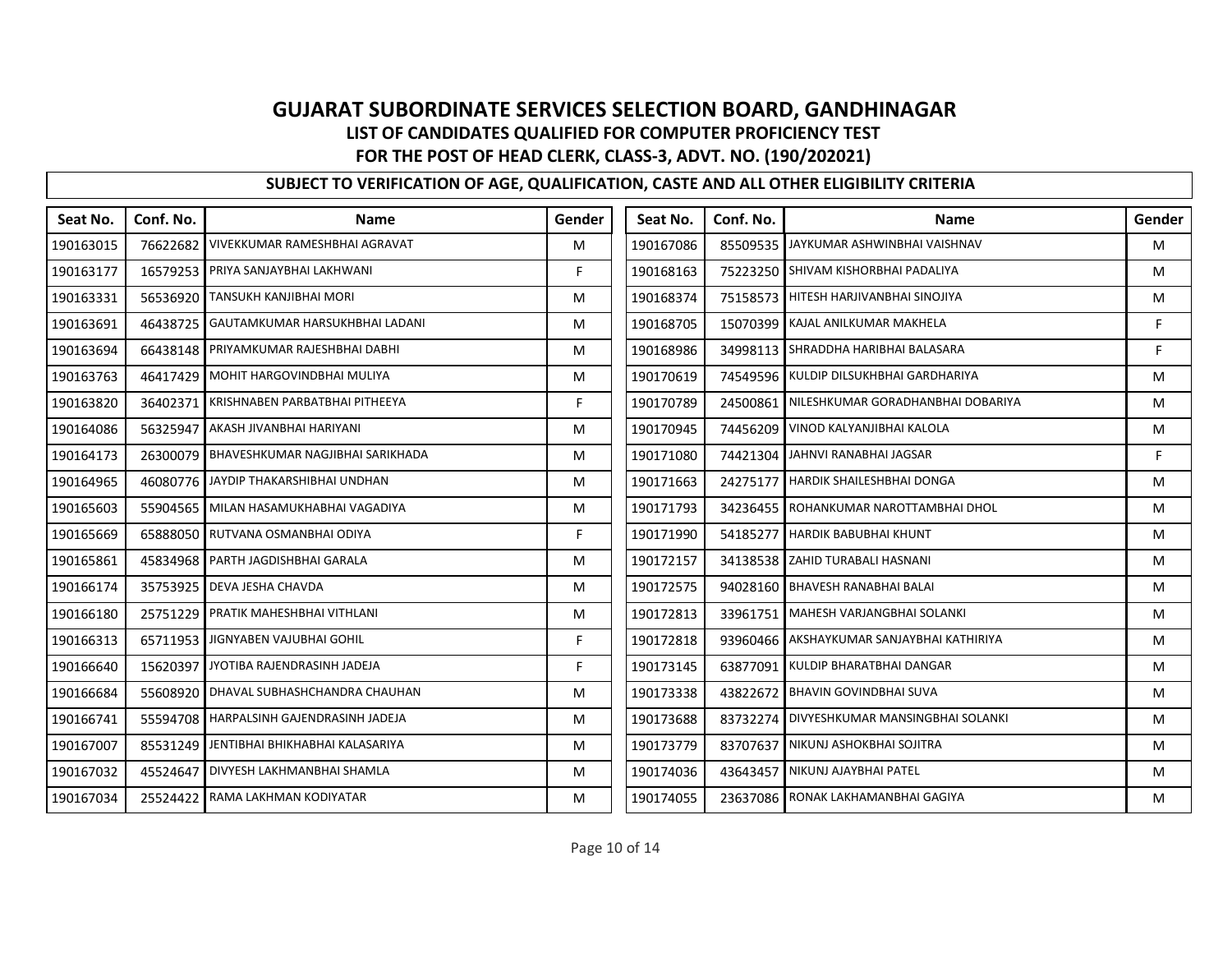# GUJARAT SUBORDINATE SERVICES SELECTION BOARD, GANDHINAGAR

## LIST OF CANDIDATES QUALIFIED FOR COMPUTER PROFICIENCY TEST

## FOR THE POST OF HEAD CLERK, CLASS-3, ADVT. NO. (190/202021)

### SUBJECT TO VERIFICATION OF AGE, QUALIFICATION, CASTE AND ALL OTHER ELIGIBILITY CRITERIA

| Seat No. | Conf. No. | Name | Gender |
|---|---|---|---|
| 190163015 | 76622682 | VIVEKKUMAR RAMESHBHAI AGRAVAT | M |
| 190163177 | 16579253 | PRIYA SANJAYBHAI LAKHWANI | F |
| 190163331 | 56536920 | TANSUKH KANJIBHAI MORI | M |
| 190163691 | 46438725 | GAUTAMKUMAR HARSUKHBHAI LADANI | M |
| 190163694 | 66438148 | PRIYAMKUMAR RAJESHBHAI DABHI | M |
| 190163763 | 46417429 | MOHIT HARGOVINDBHAI MULIYA | M |
| 190163820 | 36402371 | KRISHNABEN PARBATBHAI PITHEEYA | F |
| 190164086 | 56325947 | AKASH JIVANBHAI HARIYANI | M |
| 190164173 | 26300079 | BHAVESHKUMAR NAGJIBHAI SARIKHADA | M |
| 190164965 | 46080776 | JAYDIP THAKARSHIBHAI UNDHAN | M |
| 190165603 | 55904565 | MILAN HASAMUKHABHAI VAGADIYA | M |
| 190165669 | 65888050 | RUTVANA OSMANBHAI ODIYA | F |
| 190165861 | 45834968 | PARTH JAGDISHBHAI GARALA | M |
| 190166174 | 35753925 | DEVA JESHA CHAVDA | M |
| 190166180 | 25751229 | PRATIK MAHESHBHAI VITHLANI | M |
| 190166313 | 65711953 | JIGNYABEN VAJUBHAI GOHIL | F |
| 190166640 | 15620397 | JYOTIBA RAJENDRASINH JADEJA | F |
| 190166684 | 55608920 | DHAVAL SUBHASHCHANDRA CHAUHAN | M |
| 190166741 | 55594708 | HARPALSINH GAJENDRASINH JADEJA | M |
| 190167007 | 85531249 | JENTIBHAI BHIKHABHAI KALASARIYA | M |
| 190167032 | 45524647 | DIVYESH LAKHMANBHAI SHAMLA | M |
| 190167034 | 25524422 | RAMA LAKHMAN KODIYATAR | M |
| 190167086 | 85509535 | JAYKUMAR ASHWINBHAI VAISHNAV | M |
| 190168163 | 75223250 | SHIVAM KISHORBHAI PADALIYA | M |
| 190168374 | 75158573 | HITESH HARJIVANBHAI SINOJIYA | M |
| 190168705 | 15070399 | KAJAL ANILKUMAR MAKHELA | F |
| 190168986 | 34998113 | SHRADDHA HARIBHAI BALASARA | F |
| 190170619 | 74549596 | KULDIP DILSUKHBHAI GARDHARIYA | M |
| 190170789 | 24500861 | NILESHKUMAR GORADHANBHAI DOBARIYA | M |
| 190170945 | 74456209 | VINOD KALYANJIBHAI KALOLA | M |
| 190171080 | 74421304 | JAHNVI RANABHAI JAGSAR | F |
| 190171663 | 24275177 | HARDIK SHAILESHBHAI DONGA | M |
| 190171793 | 34236455 | ROHANKUMAR NAROTTAMBHAI DHOL | M |
| 190171990 | 54185277 | HARDIK BABUBHAI KHUNT | M |
| 190172157 | 34138538 | ZAHID TURABALI HASNANI | M |
| 190172575 | 94028160 | BHAVESH RANABHAI BALAI | M |
| 190172813 | 33961751 | MAHESH VARJANGBHAI SOLANKI | M |
| 190172818 | 93960466 | AKSHAYKUMAR SANJAYBHAI KATHIRIYA | M |
| 190173145 | 63877091 | KULDIP BHARATBHAI DANGAR | M |
| 190173338 | 43822672 | BHAVIN GOVINDBHAI SUVA | M |
| 190173688 | 83732274 | DIVYESHKUMAR MANSINGBHAI SOLANKI | M |
| 190173779 | 83707637 | NIKUNJ ASHOKBHAI SOJITRA | M |
| 190174036 | 43643457 | NIKUNJ AJAYBHAI PATEL | M |
| 190174055 | 23637086 | RONAK LAKHAMANBHAI GAGIYA | M |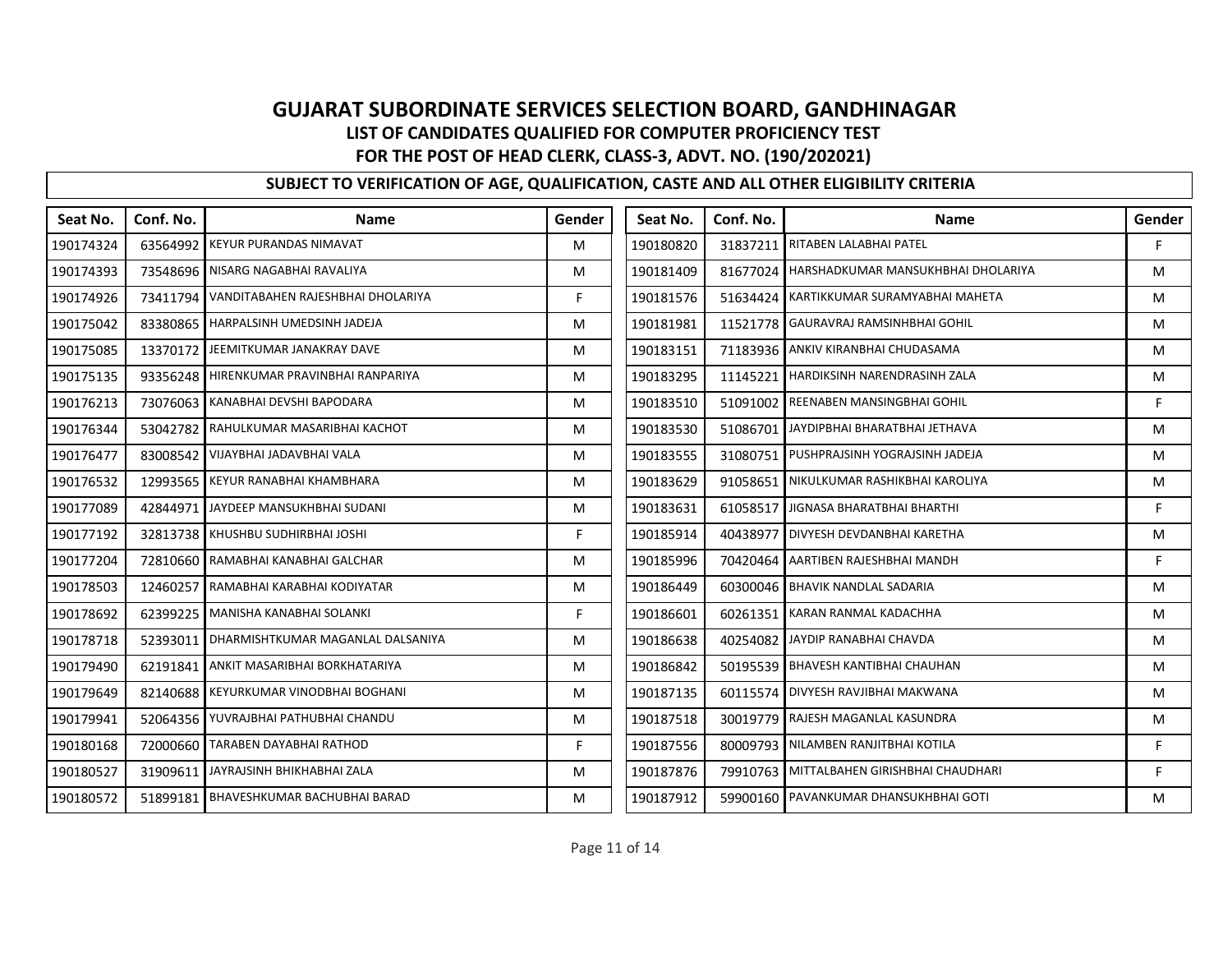# GUJARAT SUBORDINATE SERVICES SELECTION BOARD, GANDHINAGAR

## LIST OF CANDIDATES QUALIFIED FOR COMPUTER PROFICIENCY TEST

## FOR THE POST OF HEAD CLERK, CLASS-3, ADVT. NO. (190/202021)

### SUBJECT TO VERIFICATION OF AGE, QUALIFICATION, CASTE AND ALL OTHER ELIGIBILITY CRITERIA

| Seat No. | Conf. No. | Name | Gender |
|---|---|---|---|
| 190174324 | 63564992 | KEYUR PURANDAS NIMAVAT | M |
| 190174393 | 73548696 | NISARG NAGABHAI RAVALIYA | M |
| 190174926 | 73411794 | VANDITABAHEN RAJESHBHAI DHOLARIYA | F |
| 190175042 | 83380865 | HARPALSINH UMEDSINH JADEJA | M |
| 190175085 | 13370172 | JEEMITKUMAR JANAKRAY DAVE | M |
| 190175135 | 93356248 | HIRENKUMAR PRAVINBHAI RANPARIYA | M |
| 190176213 | 73076063 | KANABHAI DEVSHI BAPODARA | M |
| 190176344 | 53042782 | RAHULKUMAR MASARIBHAI KACHOT | M |
| 190176477 | 83008542 | VIJAYBHAI JADAVBHAI VALA | M |
| 190176532 | 12993565 | KEYUR RANABHAI KHAMBHARA | M |
| 190177089 | 42844971 | JAYDEEP MANSUKHBHAI SUDANI | M |
| 190177192 | 32813738 | KHUSHBU SUDHIRBHAI JOSHI | F |
| 190177204 | 72810660 | RAMABHAI KANABHAI GALCHAR | M |
| 190178503 | 12460257 | RAMABHAI KARABHAI KODIYATAR | M |
| 190178692 | 62399225 | MANISHA KANABHAI SOLANKI | F |
| 190178718 | 52393011 | DHARMISHTKUMAR MAGANLAL DALSANIYA | M |
| 190179490 | 62191841 | ANKIT MASARIBHAI BORKHATARIYA | M |
| 190179649 | 82140688 | KEYURKUMAR VINODBHAI BOGHANI | M |
| 190179941 | 52064356 | YUVRAJBHAI PATHUBHAI CHANDU | M |
| 190180168 | 72000660 | TARABEN DAYABHAI RATHOD | F |
| 190180527 | 31909611 | JAYRAJSINH BHIKHABHAI ZALA | M |
| 190180572 | 51899181 | BHAVESHKUMAR BACHUBHAI BARAD | M |
| 190180820 | 31837211 | RITABEN LALABHAI PATEL | F |
| 190181409 | 81677024 | HARSHADKUMAR MANSUKHBHAI DHOLARIYA | M |
| 190181576 | 51634424 | KARTIKKUMAR SURAMYABHAI MAHETA | M |
| 190181981 | 11521778 | GAURAVRAJ RAMSINHBHAI GOHIL | M |
| 190183151 | 71183936 | ANKIV KIRANBHAI CHUDASAMA | M |
| 190183295 | 11145221 | HARDIKSINH NARENDRASINH ZALA | M |
| 190183510 | 51091002 | REENABEN MANSINGBHAI GOHIL | F |
| 190183530 | 51086701 | JAYDIPBHAI BHARATBHAI JETHAVA | M |
| 190183555 | 31080751 | PUSHPRAJSINH YOGRAJSINH JADEJA | M |
| 190183629 | 91058651 | NIKULKUMAR RASHIKBHAI KAROLIYA | M |
| 190183631 | 61058517 | JIGNASA BHARATBHAI BHARTHI | F |
| 190185914 | 40438977 | DIVYESH DEVDANBHAI KARETHA | M |
| 190185996 | 70420464 | AARTIBEN RAJESHBHAI MANDH | F |
| 190186449 | 60300046 | BHAVIK NANDLAL SADARIA | M |
| 190186601 | 60261351 | KARAN RANMAL KADACHHA | M |
| 190186638 | 40254082 | JAYDIP RANABHAI CHAVDA | M |
| 190186842 | 50195539 | BHAVESH KANTIBHAI CHAUHAN | M |
| 190187135 | 60115574 | DIVYESH RAVJIBHAI MAKWANA | M |
| 190187518 | 30019779 | RAJESH MAGANLAL KASUNDRA | M |
| 190187556 | 80009793 | NILAMBEN RANJITBHAI KOTILA | F |
| 190187876 | 79910763 | MITTALBAHEN GIRISHBHAI CHAUDHARI | F |
| 190187912 | 59900160 | PAVANKUMAR DHANSUKHBHAI GOTI | M |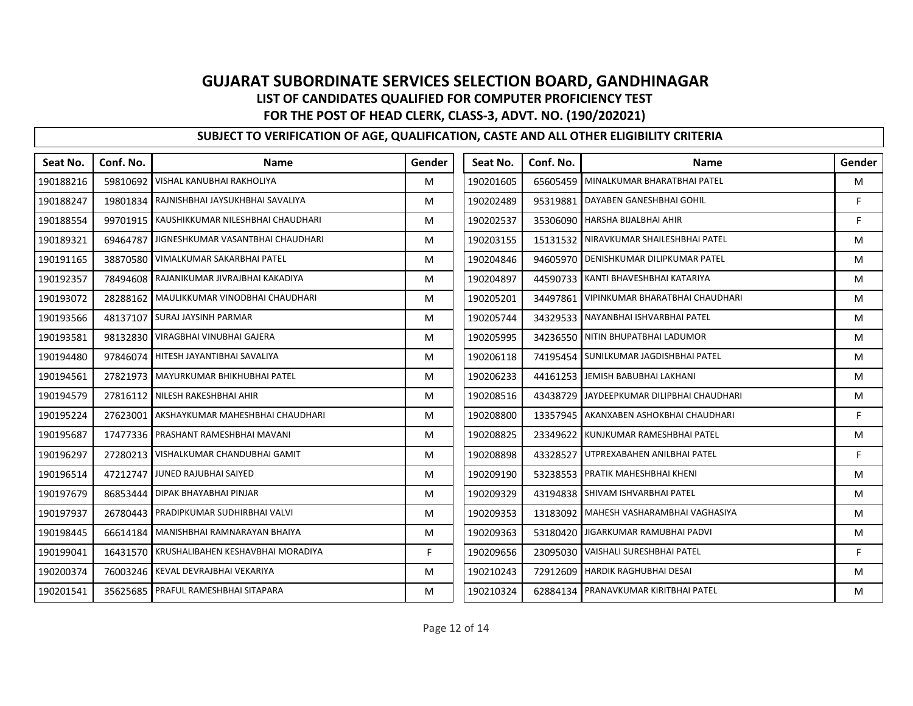# GUJARAT SUBORDINATE SERVICES SELECTION BOARD, GANDHINAGAR

## LIST OF CANDIDATES QUALIFIED FOR COMPUTER PROFICIENCY TEST

## FOR THE POST OF HEAD CLERK, CLASS-3, ADVT. NO. (190/202021)

### SUBJECT TO VERIFICATION OF AGE, QUALIFICATION, CASTE AND ALL OTHER ELIGIBILITY CRITERIA

| Seat No. | Conf. No. | Name | Gender |
|---|---|---|---|
| 190188216 | 59810692 | VISHAL KANUBHAI RAKHOLIYA | M |
| 190188247 | 19801834 | RAJNISHBHAI JAYSUKHBHAI SAVALIYA | M |
| 190188554 | 99701915 | KAUSHIKKUMAR NILESHBHAI CHAUDHARI | M |
| 190189321 | 69464787 | JIGNESHKUMAR VASANTBHAI CHAUDHARI | M |
| 190191165 | 38870580 | VIMALKUMAR SAKARBHAI PATEL | M |
| 190192357 | 78494608 | RAJANIKUMAR JIVRAJBHAI KAKADIYA | M |
| 190193072 | 28288162 | MAULIKKUMAR VINODBHAI CHAUDHARI | M |
| 190193566 | 48137107 | SURAJ JAYSINH PARMAR | M |
| 190193581 | 98132830 | VIRAGBHAI VINUBHAI GAJERA | M |
| 190194480 | 97846074 | HITESH JAYANTIBHAI SAVALIYA | M |
| 190194561 | 27821973 | MAYURKUMAR BHIKHUBHAI PATEL | M |
| 190194579 | 27816112 | NILESH RAKESHBHAI AHIR | M |
| 190195224 | 27623001 | AKSHAYKUMAR MAHESHBHAI CHAUDHARI | M |
| 190195687 | 17477336 | PRASHANT RAMESHBHAI MAVANI | M |
| 190196297 | 27280213 | VISHALKUMAR CHANDUBHAI GAMIT | M |
| 190196514 | 47212747 | JUNED RAJUBHAI SAIYED | M |
| 190197679 | 86853444 | DIPAK BHAYABHAI PINJAR | M |
| 190197937 | 26780443 | PRADIPKUMAR SUDHIRBHAI VALVI | M |
| 190198445 | 66614184 | MANISHBHAI RAMNARAYAN BHAIYA | M |
| 190199041 | 16431570 | KRUSHALIBAHEN KESHAVBHAI MORADIYA | F |
| 190200374 | 76003246 | KEVAL DEVRAJBHAI VEKARIYA | M |
| 190201541 | 35625685 | PRAFUL RAMESHBHAI SITAPARA | M |
| 190201605 | 65605459 | MINALKUMAR BHARATBHAI PATEL | M |
| 190202489 | 95319881 | DAYABEN GANESHBHAI GOHIL | F |
| 190202537 | 35306090 | HARSHA BIJALBHAI AHIR | F |
| 190203155 | 15131532 | NIRAVKUMAR SHAILESHBHAI PATEL | M |
| 190204846 | 94605970 | DENISHKUMAR DILIPKUMAR PATEL | M |
| 190204897 | 44590733 | KANTI BHAVESHBHAI KATARIYA | M |
| 190205201 | 34497861 | VIPINKUMAR BHARATBHAI CHAUDHARI | M |
| 190205744 | 34329533 | NAYANBHAI ISHVARBHAI PATEL | M |
| 190205995 | 34236550 | NITIN BHUPATBHAI LADUMOR | M |
| 190206118 | 74195454 | SUNILKUMAR JAGDISHBHAI PATEL | M |
| 190206233 | 44161253 | JEMISH BABUBHAI LAKHANI | M |
| 190208516 | 43438729 | JAYDEEPKUMAR DILIPBHAI CHAUDHARI | M |
| 190208800 | 13357945 | AKANXABEN ASHOKBHAI CHAUDHARI | F |
| 190208825 | 23349622 | KUNJKUMAR RAMESHBHAI PATEL | M |
| 190208898 | 43328527 | UTPREXABAHEN ANILBHAI PATEL | F |
| 190209190 | 53238553 | PRATIK MAHESHBHAI KHENI | M |
| 190209329 | 43194838 | SHIVAM ISHVARBHAI PATEL | M |
| 190209353 | 13183092 | MAHESH VASHARAMBHAI VAGHASIYA | M |
| 190209363 | 53180420 | JIGARKUMAR RAMUBHAI PADVI | M |
| 190209656 | 23095030 | VAISHALI SURESHBHAI PATEL | F |
| 190210243 | 72912609 | HARDIK RAGHUBHAI DESAI | M |
| 190210324 | 62884134 | PRANAVKUMAR KIRITBHAI PATEL | M |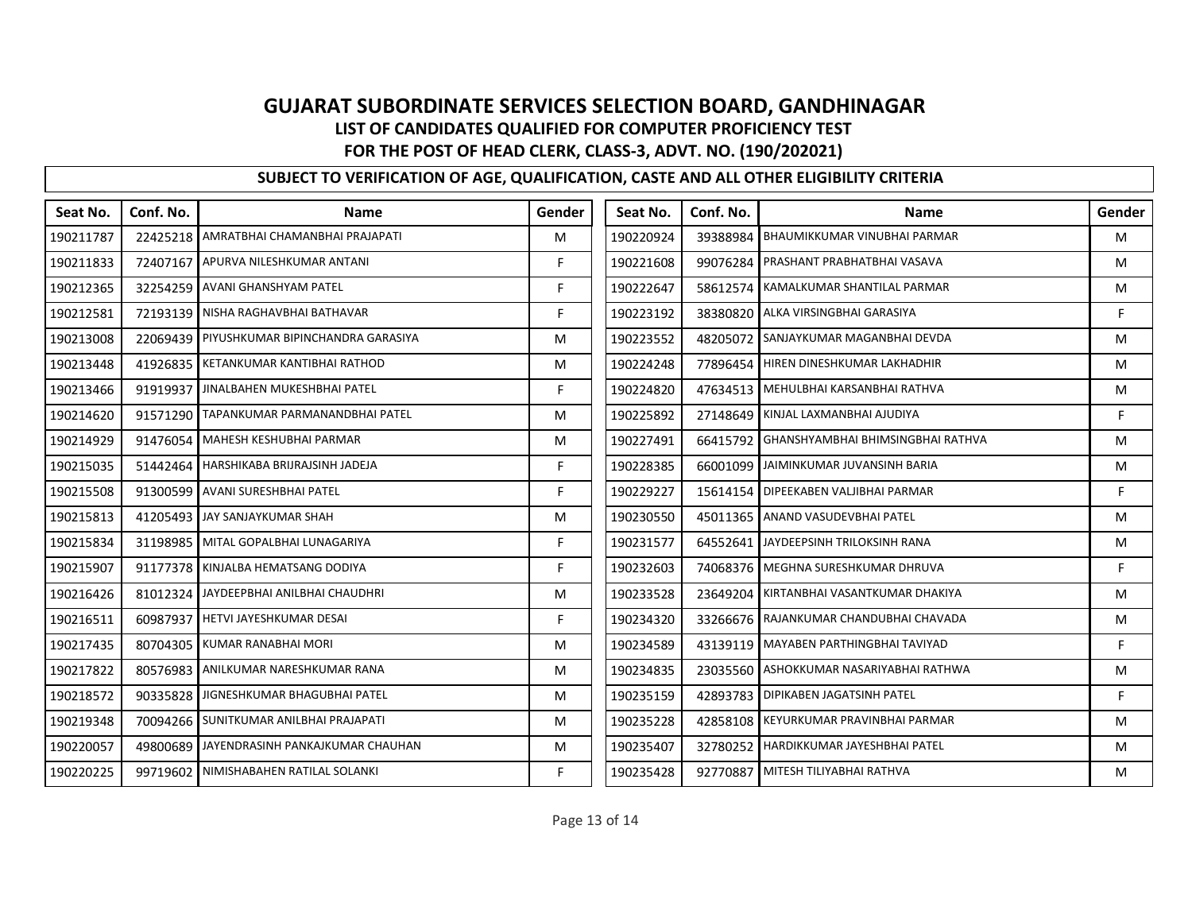# GUJARAT SUBORDINATE SERVICES SELECTION BOARD, GANDHINAGAR

## LIST OF CANDIDATES QUALIFIED FOR COMPUTER PROFICIENCY TEST

## FOR THE POST OF HEAD CLERK, CLASS-3, ADVT. NO. (190/202021)

### SUBJECT TO VERIFICATION OF AGE, QUALIFICATION, CASTE AND ALL OTHER ELIGIBILITY CRITERIA

| Seat No. | Conf. No. | Name | Gender |
|---|---|---|---|
| 190211787 | 22425218 | AMRATBHAI CHAMANBHAI PRAJAPATI | M |
| 190211833 | 72407167 | APURVA NILESHKUMAR ANTANI | F |
| 190212365 | 32254259 | AVANI GHANSHYAM PATEL | F |
| 190212581 | 72193139 | NISHA RAGHAVBHAI BATHAVAR | F |
| 190213008 | 22069439 | PIYUSHKUMAR BIPINCHANDRA GARASIYA | M |
| 190213448 | 41926835 | KETANKUMAR KANTIBHAI RATHOD | M |
| 190213466 | 91919937 | JINALBAHEN MUKESHBHAI PATEL | F |
| 190214620 | 91571290 | TAPANKUMAR PARMANANDBHAI PATEL | M |
| 190214929 | 91476054 | MAHESH KESHUBHAI PARMAR | M |
| 190215035 | 51442464 | HARSHIKABA BRIJRAJSINH JADEJA | F |
| 190215508 | 91300599 | AVANI SURESHBHAI PATEL | F |
| 190215813 | 41205493 | JAY SANJAYKUMAR SHAH | M |
| 190215834 | 31198985 | MITAL GOPALBHAI LUNAGARIYA | F |
| 190215907 | 91177378 | KINJALBA HEMATSANG DODIYA | F |
| 190216426 | 81012324 | JAYDEEPBHAI ANILBHAI CHAUDHRI | M |
| 190216511 | 60987937 | HETVI JAYESHKUMAR DESAI | F |
| 190217435 | 80704305 | KUMAR RANABHAI MORI | M |
| 190217822 | 80576983 | ANILKUMAR NARESHKUMAR RANA | M |
| 190218572 | 90335828 | JIGNESHKUMAR BHAGUBHAI PATEL | M |
| 190219348 | 70094266 | SUNITKUMAR ANILBHAI PRAJAPATI | M |
| 190220057 | 49800689 | JAYENDRASINH PANKAJKUMAR CHAUHAN | M |
| 190220225 | 99719602 | NIMISHABAHEN RATILAL SOLANKI | F |
| 190220924 | 39388984 | BHAUMIKKUMAR VINUBHAI PARMAR | M |
| 190221608 | 99076284 | PRASHANT PRABHATBHAI VASAVA | M |
| 190222647 | 58612574 | KAMALKUMAR SHANTILAL PARMAR | M |
| 190223192 | 38380820 | ALKA VIRSINGBHAI GARASIYA | F |
| 190223552 | 48205072 | SANJAYKUMAR MAGANBHAI DEVDA | M |
| 190224248 | 77896454 | HIREN DINESHKUMAR LAKHADHIR | M |
| 190224820 | 47634513 | MEHULBHAI KARSANBHAI RATHVA | M |
| 190225892 | 27148649 | KINJAL LAXMANBHAI AJUDIYA | F |
| 190227491 | 66415792 | GHANSHYAMBHAI BHIMSINGBHAI RATHVA | M |
| 190228385 | 66001099 | JAIMINKUMAR JUVANSINH BARIA | M |
| 190229227 | 15614154 | DIPEEKABEN VALJIBHAI PARMAR | F |
| 190230550 | 45011365 | ANAND VASUDEVBHAI PATEL | M |
| 190231577 | 64552641 | JAYDEEPSINH TRILOKSINH RANA | M |
| 190232603 | 74068376 | MEGHNA SURESHKUMAR DHRUVA | F |
| 190233528 | 23649204 | KIRTANBHAI VASANTKUMAR DHAKIYA | M |
| 190234320 | 33266676 | RAJANKUMAR CHANDUBHAI CHAVADA | M |
| 190234589 | 43139119 | MAYABEN PARTHINGBHAI TAVIYAD | F |
| 190234835 | 23035560 | ASHOKKUMAR NASARIYABHAI RATHWA | M |
| 190235159 | 42893783 | DIPIKABEN JAGATSINH PATEL | F |
| 190235228 | 42858108 | KEYURKUMAR PRAVINBHAI PARMAR | M |
| 190235407 | 32780252 | HARDIKKUMAR JAYESHBHAI PATEL | M |
| 190235428 | 92770887 | MITESH TILIYABHAI RATHVA | M |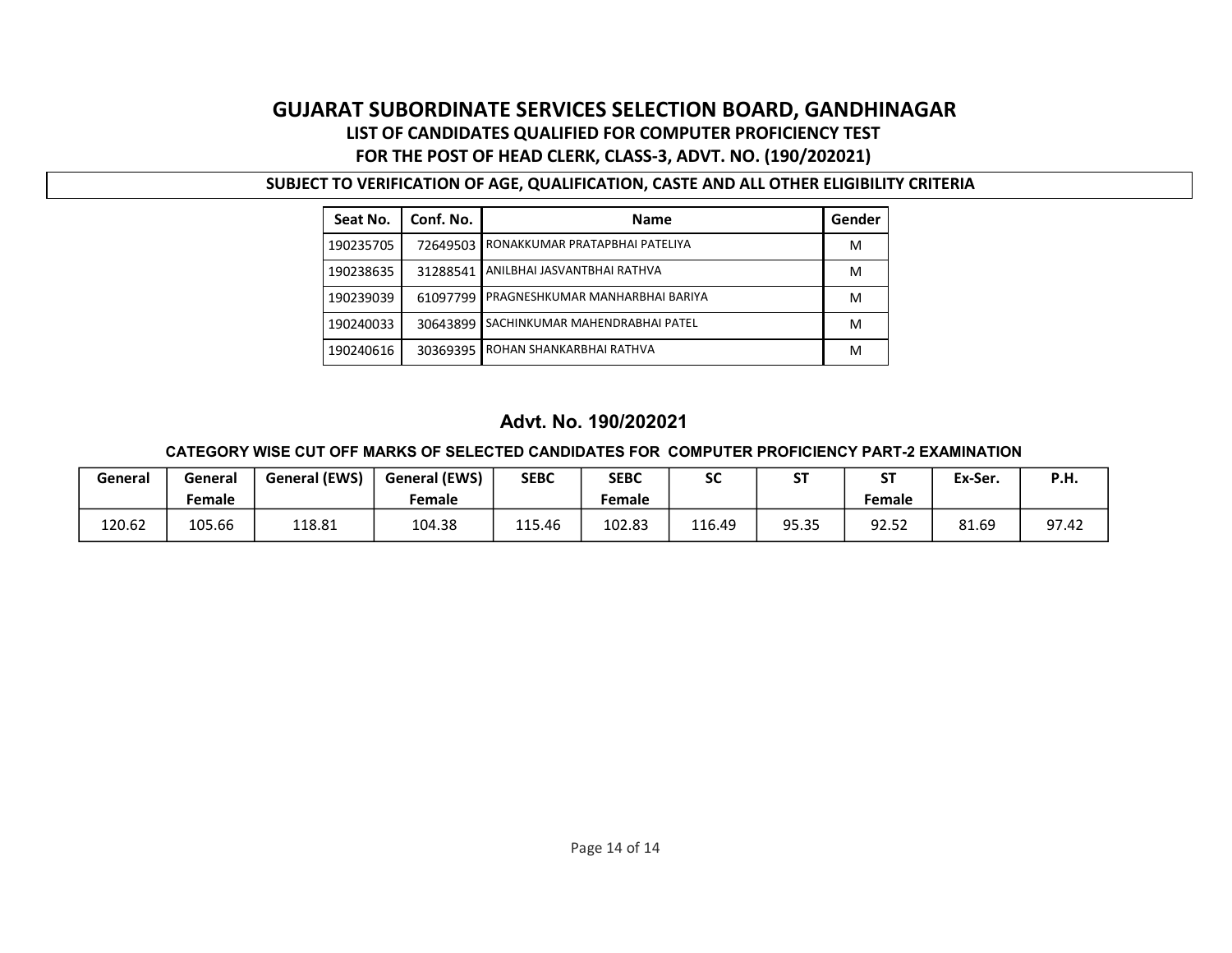# GUJARAT SUBORDINATE SERVICES SELECTION BOARD, GANDHINAGAR

## LIST OF CANDIDATES QUALIFIED FOR COMPUTER PROFICIENCY TEST

## FOR THE POST OF HEAD CLERK, CLASS-3, ADVT. NO. (190/202021)

**SUBJECT TO VERIFICATION OF AGE, QUALIFICATION, CASTE AND ALL OTHER ELIGIBILITY CRITERIA**

| Seat No. | Conf. No. | Name | Gender |
|---|---|---|---|
| 190235705 | 72649503 | RONAKKUMAR PRATAPBHAI PATELIYA | M |
| 190238635 | 31288541 | ANILBHAI JASVANTBHAI RATHVA | M |
| 190239039 | 61097799 | PRAGNESHKUMAR MANHARBHAI BARIYA | M |
| 190240033 | 30643899 | SACHINKUMAR MAHENDRABHAI PATEL | M |
| 190240616 | 30369395 | ROHAN SHANKARBHAI RATHVA | M |

## Advt. No. 190/202021

**CATEGORY WISE CUT OFF MARKS OF SELECTED CANDIDATES FOR COMPUTER PROFICIENCY PART-2 EXAMINATION**

| General | General Female | General (EWS) | General (EWS) Female | SEBC | SEBC Female | SC | ST | ST Female | Ex-Ser. | P.H. |
|---|---|---|---|---|---|---|---|---|---|---|
| 120.62 | 105.66 | 118.81 | 104.38 | 115.46 | 102.83 | 116.49 | 95.35 | 92.52 | 81.69 | 97.42 |